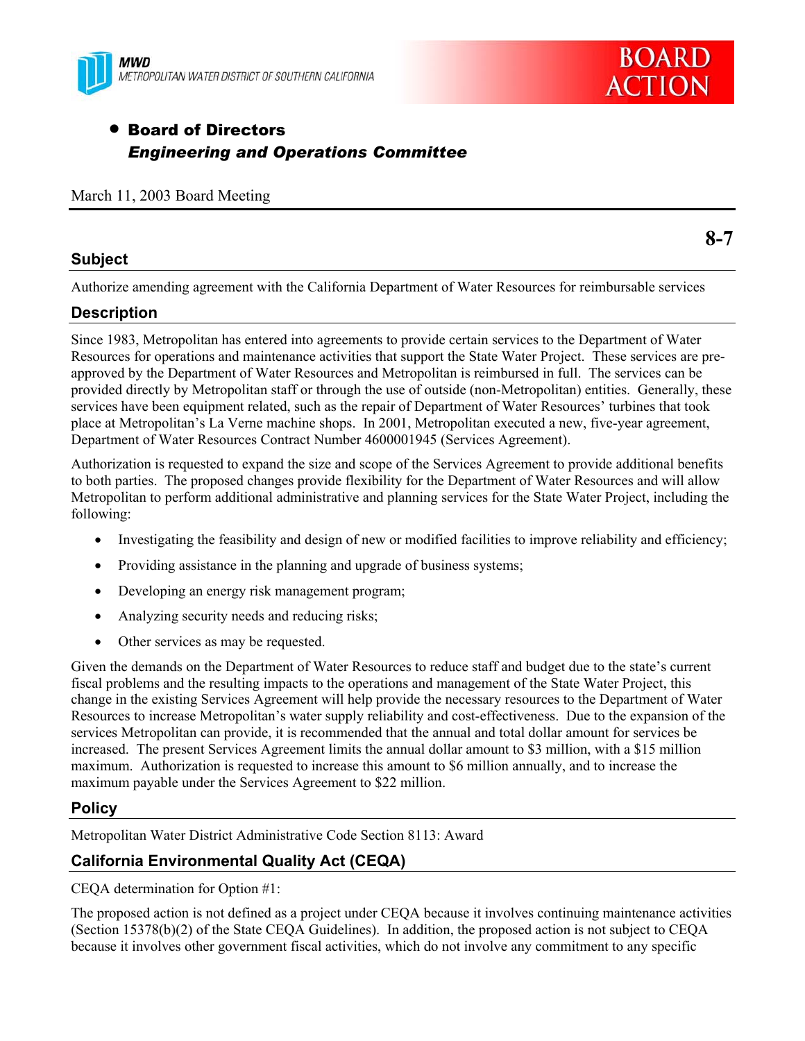MWD
METROPOLITAN WATER DISTRICT OF SOUTHERN CALIFORNIA

**BOARD ACTION**

- **Board of Directors**
  ***Engineering and Operations Committee***

March 11, 2003 Board Meeting

**8-7**

## Subject

Authorize amending agreement with the California Department of Water Resources for reimbursable services

## Description

Since 1983, Metropolitan has entered into agreements to provide certain services to the Department of Water Resources for operations and maintenance activities that support the State Water Project. These services are pre-approved by the Department of Water Resources and Metropolitan is reimbursed in full. The services can be provided directly by Metropolitan staff or through the use of outside (non-Metropolitan) entities. Generally, these services have been equipment related, such as the repair of Department of Water Resources' turbines that took place at Metropolitan's La Verne machine shops. In 2001, Metropolitan executed a new, five-year agreement, Department of Water Resources Contract Number 4600001945 (Services Agreement).

Authorization is requested to expand the size and scope of the Services Agreement to provide additional benefits to both parties. The proposed changes provide flexibility for the Department of Water Resources and will allow Metropolitan to perform additional administrative and planning services for the State Water Project, including the following:

- Investigating the feasibility and design of new or modified facilities to improve reliability and efficiency;
- Providing assistance in the planning and upgrade of business systems;
- Developing an energy risk management program;
- Analyzing security needs and reducing risks;
- Other services as may be requested.

Given the demands on the Department of Water Resources to reduce staff and budget due to the state's current fiscal problems and the resulting impacts to the operations and management of the State Water Project, this change in the existing Services Agreement will help provide the necessary resources to the Department of Water Resources to increase Metropolitan's water supply reliability and cost-effectiveness. Due to the expansion of the services Metropolitan can provide, it is recommended that the annual and total dollar amount for services be increased. The present Services Agreement limits the annual dollar amount to $3 million, with a $15 million maximum. Authorization is requested to increase this amount to $6 million annually, and to increase the maximum payable under the Services Agreement to $22 million.

## Policy

Metropolitan Water District Administrative Code Section 8113: Award

## California Environmental Quality Act (CEQA)

CEQA determination for Option #1:

The proposed action is not defined as a project under CEQA because it involves continuing maintenance activities (Section 15378(b)(2) of the State CEQA Guidelines). In addition, the proposed action is not subject to CEQA because it involves other government fiscal activities, which do not involve any commitment to any specific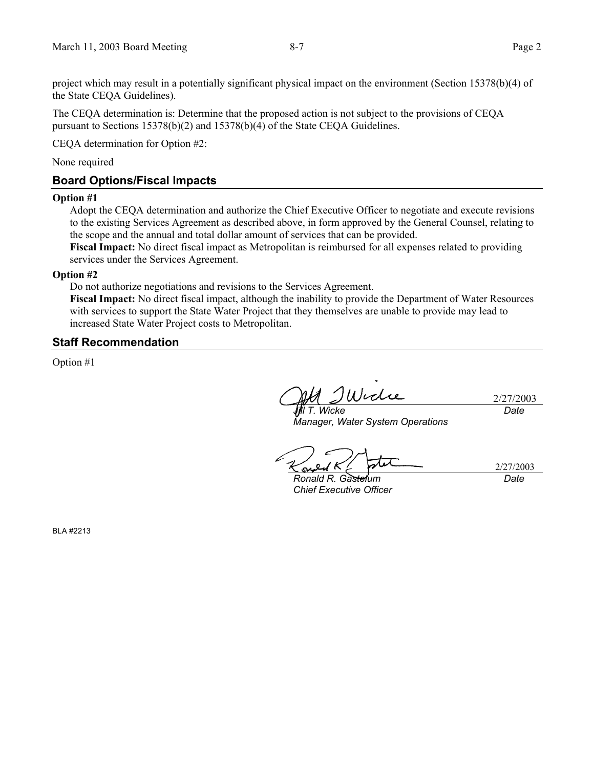project which may result in a potentially significant physical impact on the environment (Section 15378(b)(4) of the State CEQA Guidelines).

The CEQA determination is: Determine that the proposed action is not subject to the provisions of CEQA pursuant to Sections 15378(b)(2) and 15378(b)(4) of the State CEQA Guidelines.

CEQA determination for Option #2:

None required

## Board Options/Fiscal Impacts

**Option #1**

Adopt the CEQA determination and authorize the Chief Executive Officer to negotiate and execute revisions to the existing Services Agreement as described above, in form approved by the General Counsel, relating to the scope and the annual and total dollar amount of services that can be provided.

**Fiscal Impact:** No direct fiscal impact as Metropolitan is reimbursed for all expenses related to providing services under the Services Agreement.

**Option #2**

Do not authorize negotiations and revisions to the Services Agreement.

**Fiscal Impact:** No direct fiscal impact, although the inability to provide the Department of Water Resources with services to support the State Water Project that they themselves are unable to provide may lead to increased State Water Project costs to Metropolitan.

## Staff Recommendation

Option #1

2/27/2003

*Jill T. Wicke* — *Date*
*Manager, Water System Operations*

2/27/2003

*Ronald R. Gastelum* — *Date*
*Chief Executive Officer*

BLA #2213